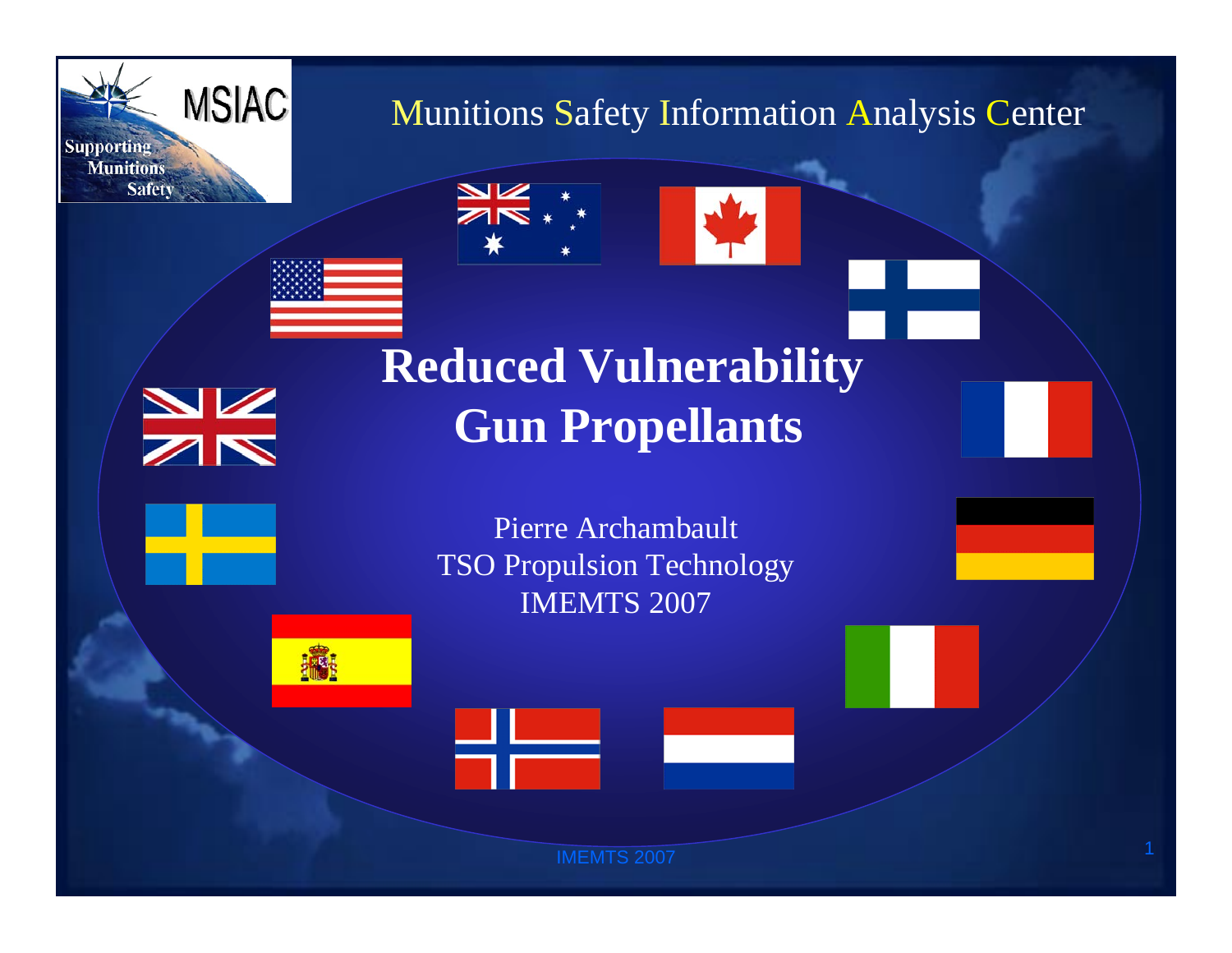Munitions Safety Information Analysis Center

# Reduced Vulnerability Gun Propellants

Pierre Archambault
TSO Propulsion Technology
IMEMTS 2007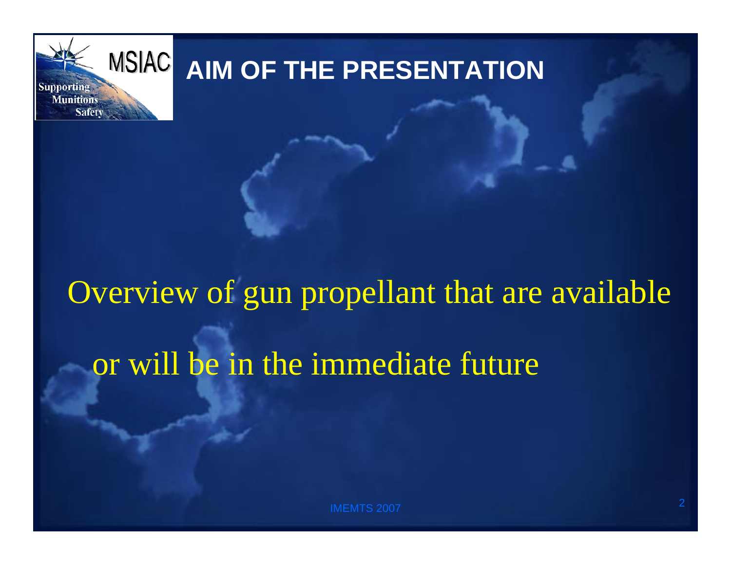# AIM OF THE PRESENTATION

Overview of gun propellant that are available or will be in the immediate future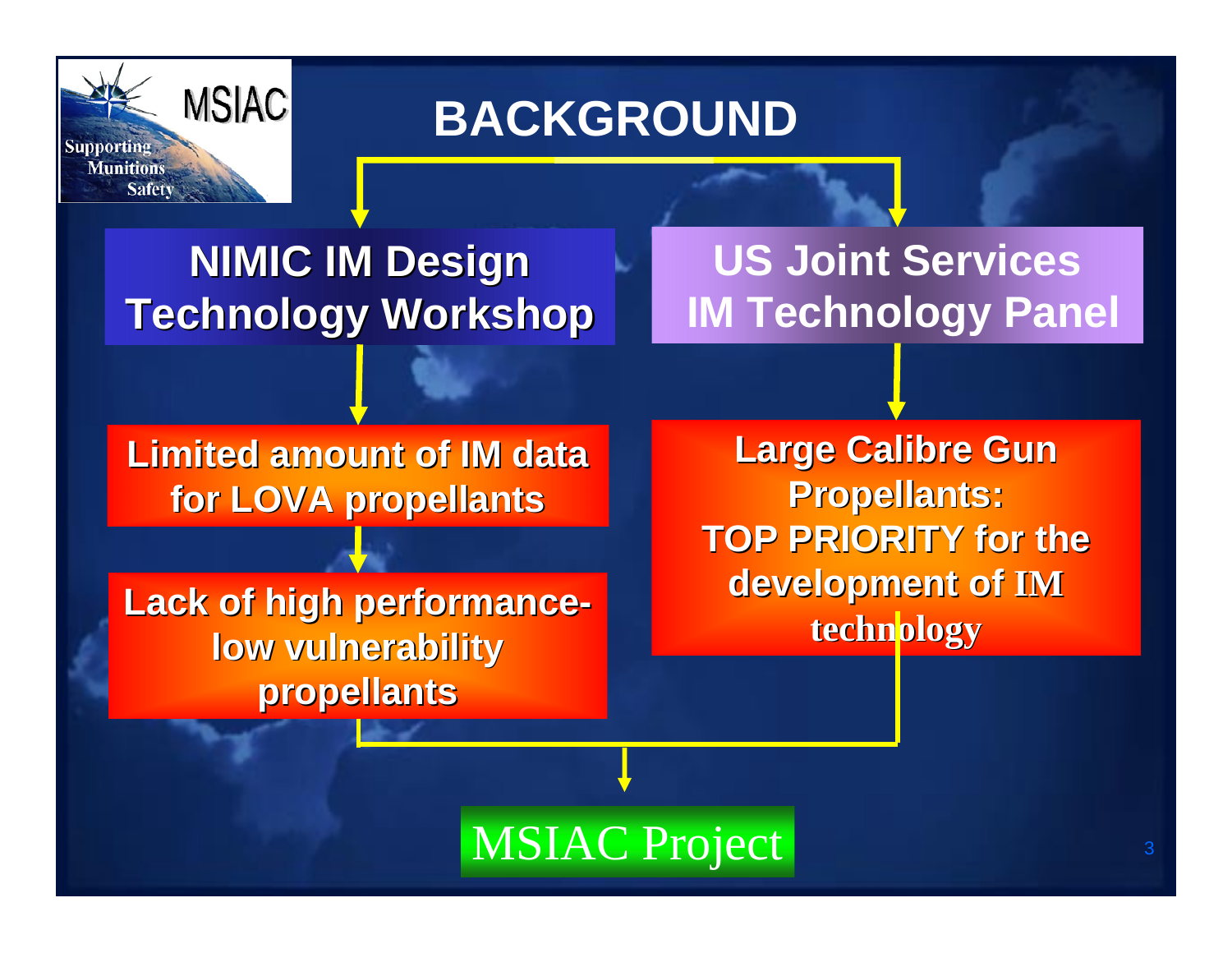MSIAC
Supporting Munitions Safety

# BACKGROUND

**NIMIC IM Design Technology Workshop**

**Limited amount of IM data for LOVA propellants**

**Lack of high performance-low vulnerability propellants**

**US Joint Services IM Technology Panel**

**Large Calibre Gun Propellants: TOP PRIORITY for the development of IM technology**

MSIAC Project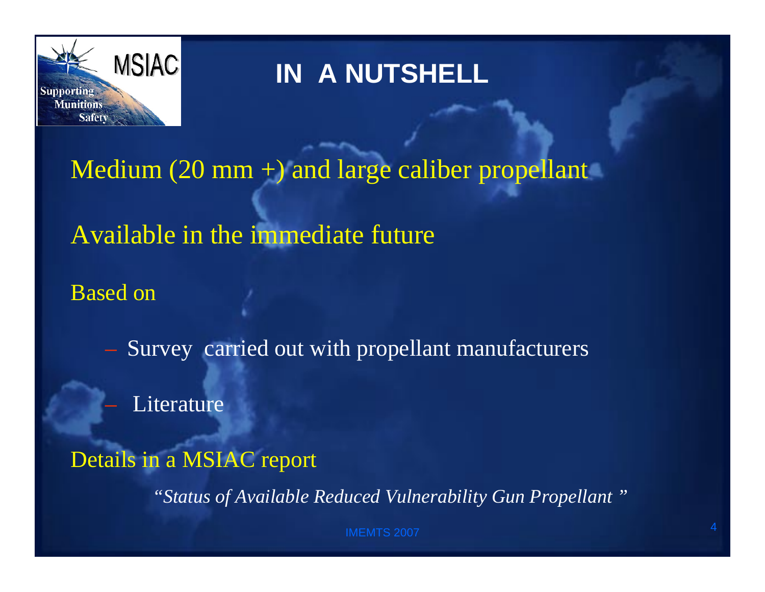# IN A NUTSHELL

Medium (20 mm +) and large caliber propellant

Available in the immediate future

Based on

- Survey carried out with propellant manufacturers
- Literature

Details in a MSIAC report

*"Status of Available Reduced Vulnerability Gun Propellant "*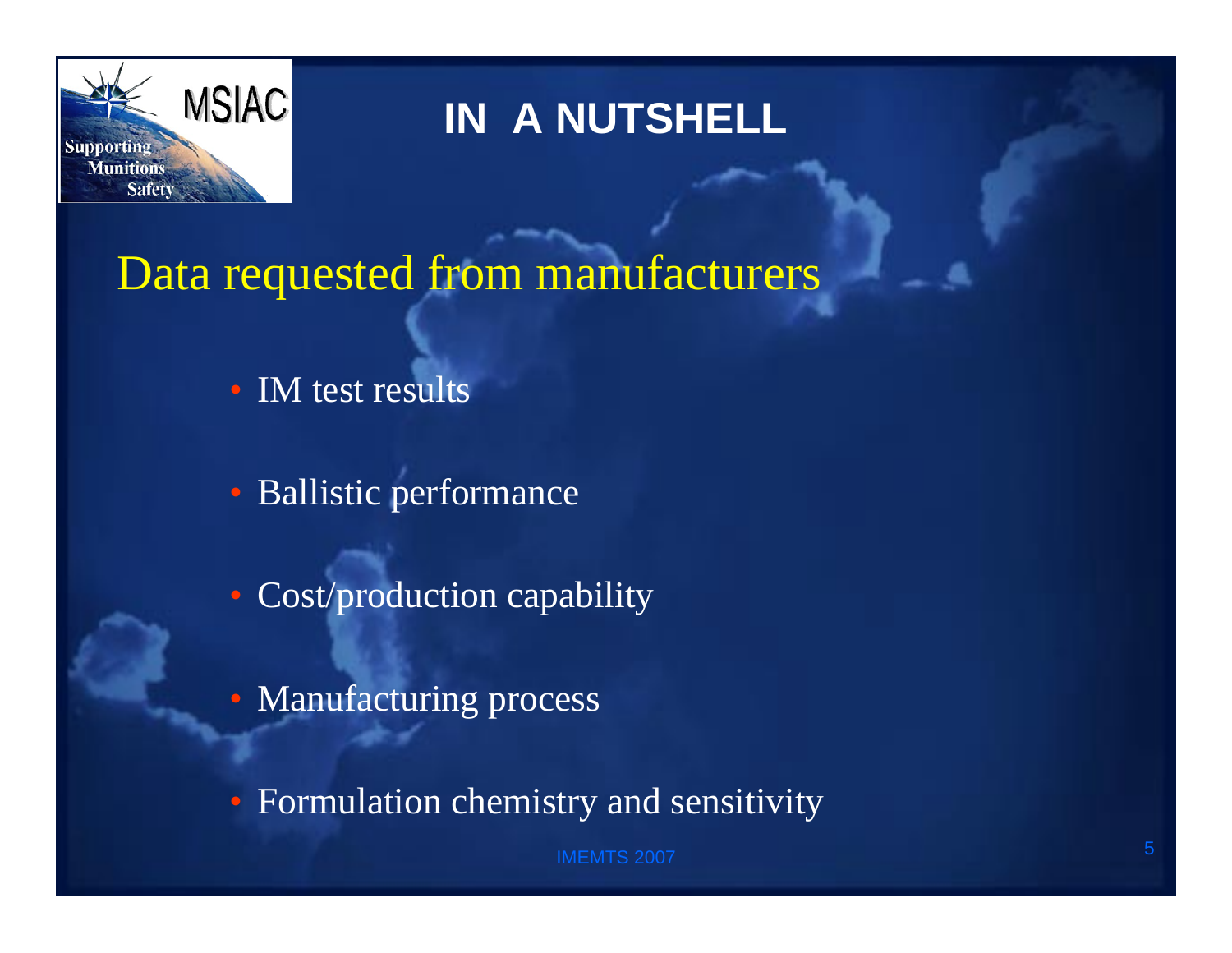# IN A NUTSHELL

## Data requested from manufacturers

- IM test results
- Ballistic performance
- Cost/production capability
- Manufacturing process
- Formulation chemistry and sensitivity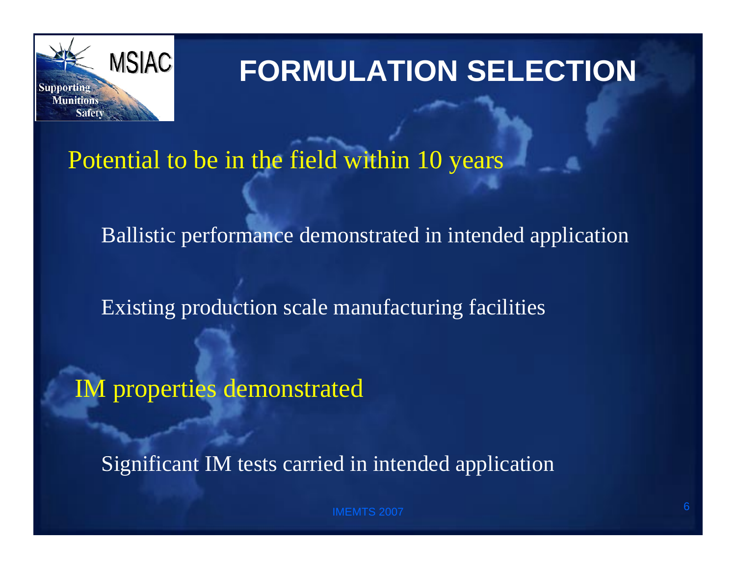# FORMULATION SELECTION

Potential to be in the field within 10 years

- Ballistic performance demonstrated in intended application
- Existing production scale manufacturing facilities

IM properties demonstrated

- Significant IM tests carried in intended application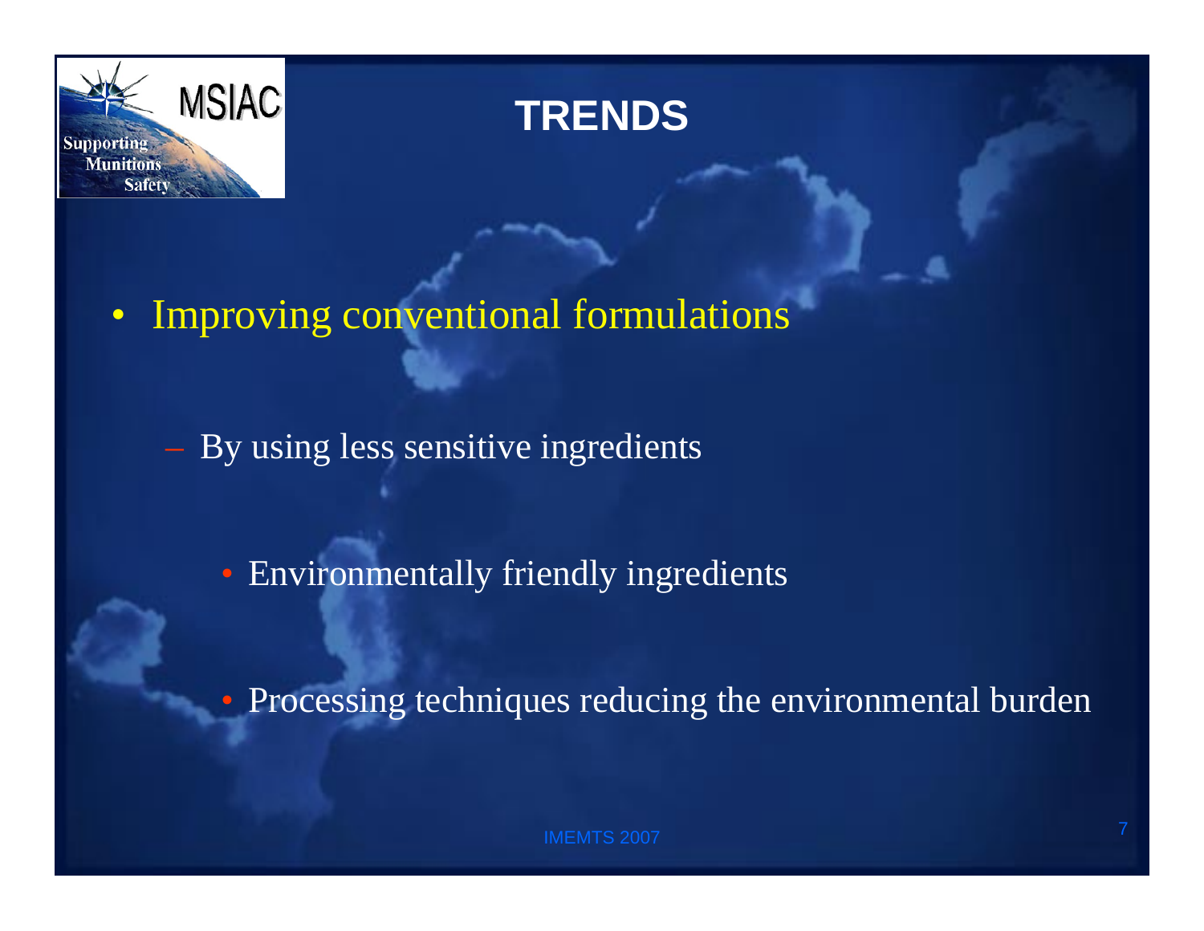# TRENDS

- Improving conventional formulations
  - By using less sensitive ingredients
    - Environmentally friendly ingredients
    - Processing techniques reducing the environmental burden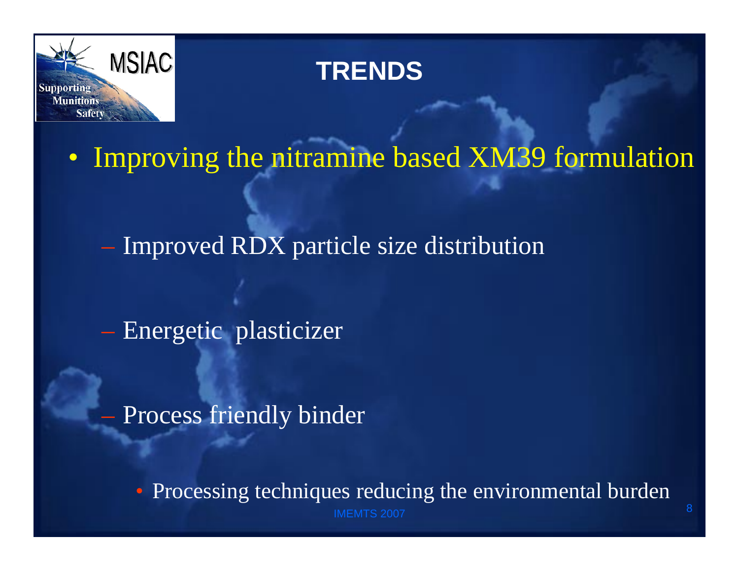# TRENDS

- Improving the nitramine based XM39 formulation
  - Improved RDX particle size distribution
  - Energetic plasticizer
  - Process friendly binder
    - Processing techniques reducing the environmental burden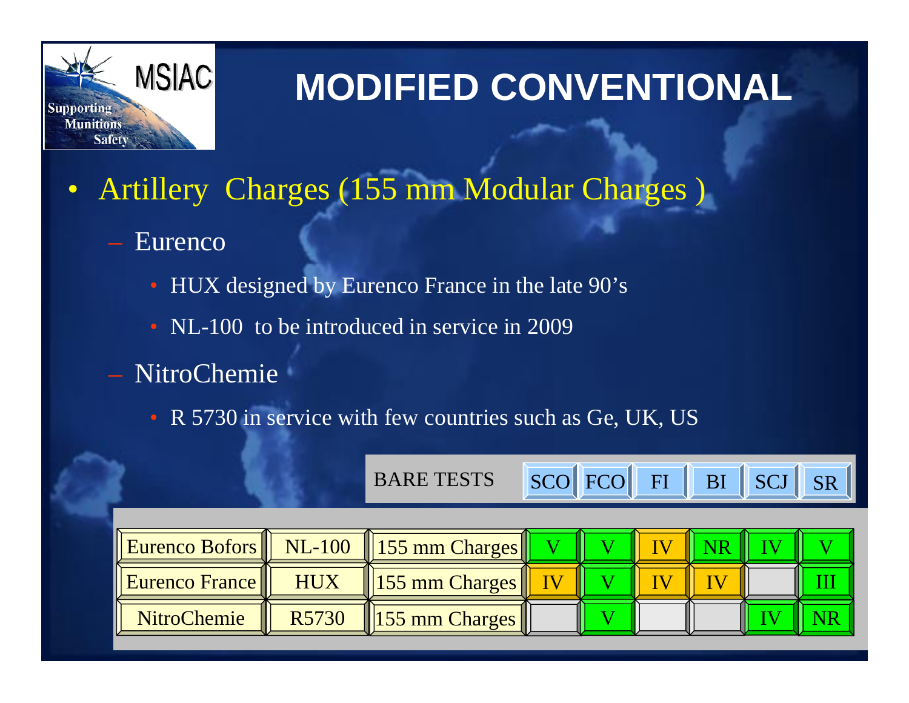# MODIFIED CONVENTIONAL

- Artillery Charges (155 mm Modular Charges )
  - Eurenco
    - HUX designed by Eurenco France in the late 90's
    - NL-100 to be introduced in service in 2009
  - NitroChemie
    - R 5730 in service with few countries such as Ge, UK, US

| BARE TESTS | | | SCO | FCO | FI | BI | SCJ | SR |
|---|---|---|---|---|---|---|---|---|
| Eurenco Bofors | NL-100 | 155 mm Charges | V | V | IV | NR | IV | V |
| Eurenco France | HUX | 155 mm Charges | IV | V | IV | IV | | III |
| NitroChemie | R5730 | 155 mm Charges | | V | | | IV | NR |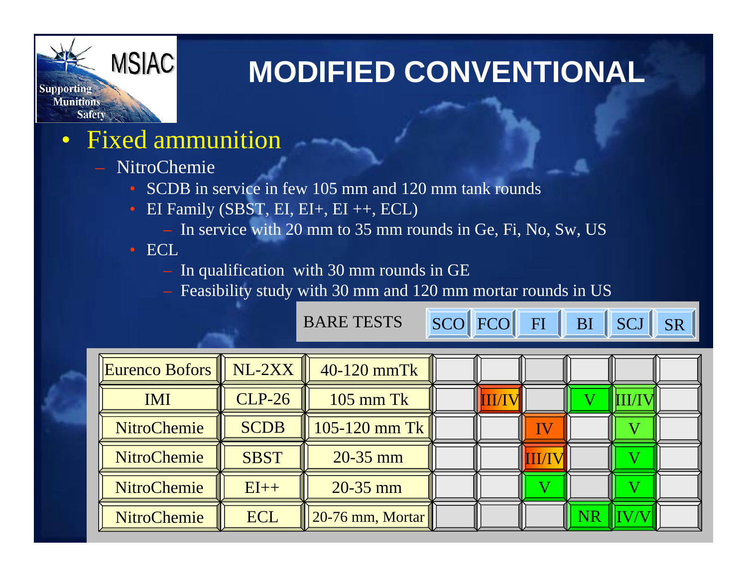# MODIFIED CONVENTIONAL

- Fixed ammunition
  - NitroChemie
    - SCDB in service in few 105 mm and 120 mm tank rounds
    - EI Family (SBST, EI, EI+, EI ++, ECL)
      - In service with 20 mm to 35 mm rounds in Ge, Fi, No, Sw, US
    - ECL
      - In qualification with 30 mm rounds in GE
      - Feasibility study with 30 mm and 120 mm mortar rounds in US

| BARE TESTS | | | SCO | FCO | FI | BI | SCJ | SR |
|---|---|---|---|---|---|---|---|---|
| Eurenco Bofors | NL-2XX | 40-120 mmTk | | | | | | |
| IMI | CLP-26 | 105 mm Tk | | III/IV | | V | III/IV | |
| NitroChemie | SCDB | 105-120 mm Tk | | | IV | | V | |
| NitroChemie | SBST | 20-35 mm | | | III/IV | | V | |
| NitroChemie | EI++ | 20-35 mm | | | V | | V | |
| NitroChemie | ECL | 20-76 mm, Mortar | | | | NR | IV/V | |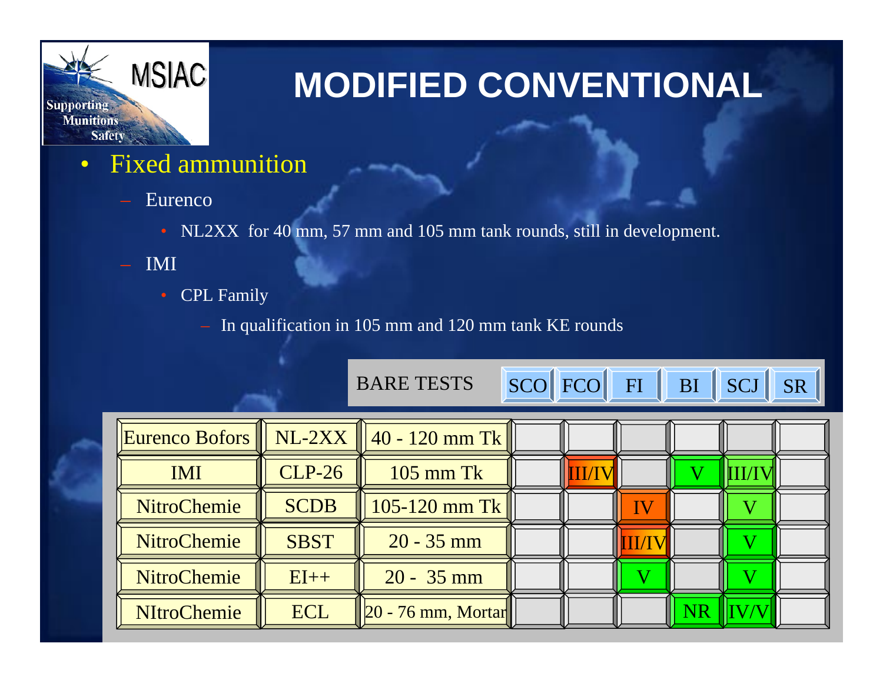# MODIFIED CONVENTIONAL

- Fixed ammunition
  - Eurenco
    - NL2XX for 40 mm, 57 mm and 105 mm tank rounds, still in development.
  - IMI
    - CPL Family
      - In qualification in 105 mm and 120 mm tank KE rounds

| BARE TESTS | | | SCO | FCO | FI | BI | SCJ | SR |
|---|---|---|---|---|---|---|---|---|
| Eurenco Bofors | NL-2XX | 40 - 120 mm Tk | | | | | | |
| IMI | CLP-26 | 105 mm Tk | | III/IV | | V | III/IV | |
| NitroChemie | SCDB | 105-120 mm Tk | | | IV | | V | |
| NitroChemie | SBST | 20 - 35 mm | | | III/IV | | V | |
| NitroChemie | EI++ | 20 - 35 mm | | | V | | V | |
| NItroChemie | ECL | 20 - 76 mm, Mortar | | | | NR | IV/V | |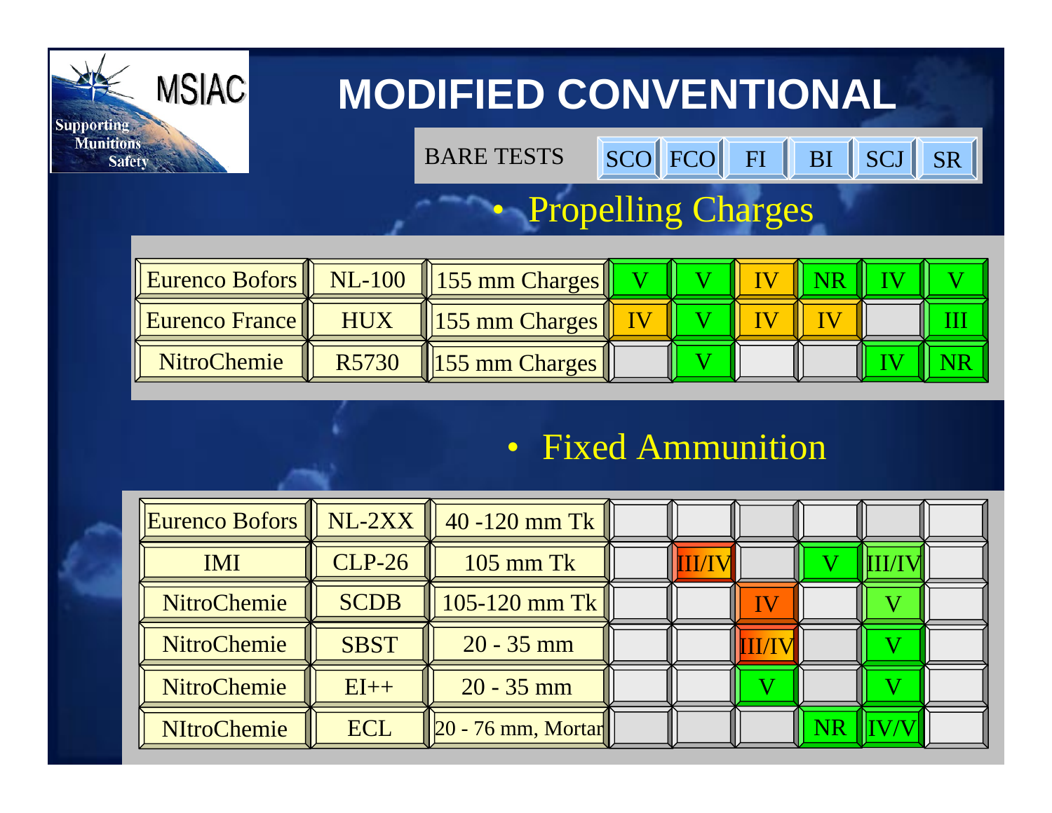# MODIFIED CONVENTIONAL

MSIAC — Supporting Munitions Safety

- Propelling Charges

| | | | SCO | FCO | FI | BI | SCJ | SR |
|---|---|---|---|---|---|---|---|---|
| Eurenco Bofors | NL-100 | 155 mm Charges | V | V | IV | NR | IV | V |
| Eurenco France | HUX | 155 mm Charges | IV | V | IV | IV | | III |
| NitroChemie | R5730 | 155 mm Charges | | V | | | IV | NR |

- Fixed Ammunition

| | | | SCO | FCO | FI | BI | SCJ | SR |
|---|---|---|---|---|---|---|---|---|
| Eurenco Bofors | NL-2XX | 40 -120 mm Tk | | | | | | |
| IMI | CLP-26 | 105 mm Tk | | III/IV | | V | III/IV | |
| NitroChemie | SCDB | 105-120 mm Tk | | | IV | | V | |
| NitroChemie | SBST | 20 - 35 mm | | | III/IV | | V | |
| NitroChemie | EI++ | 20 - 35 mm | | | V | | V | |
| NItroChemie | ECL | 20 - 76 mm, Mortar | | | | NR | IV/V | |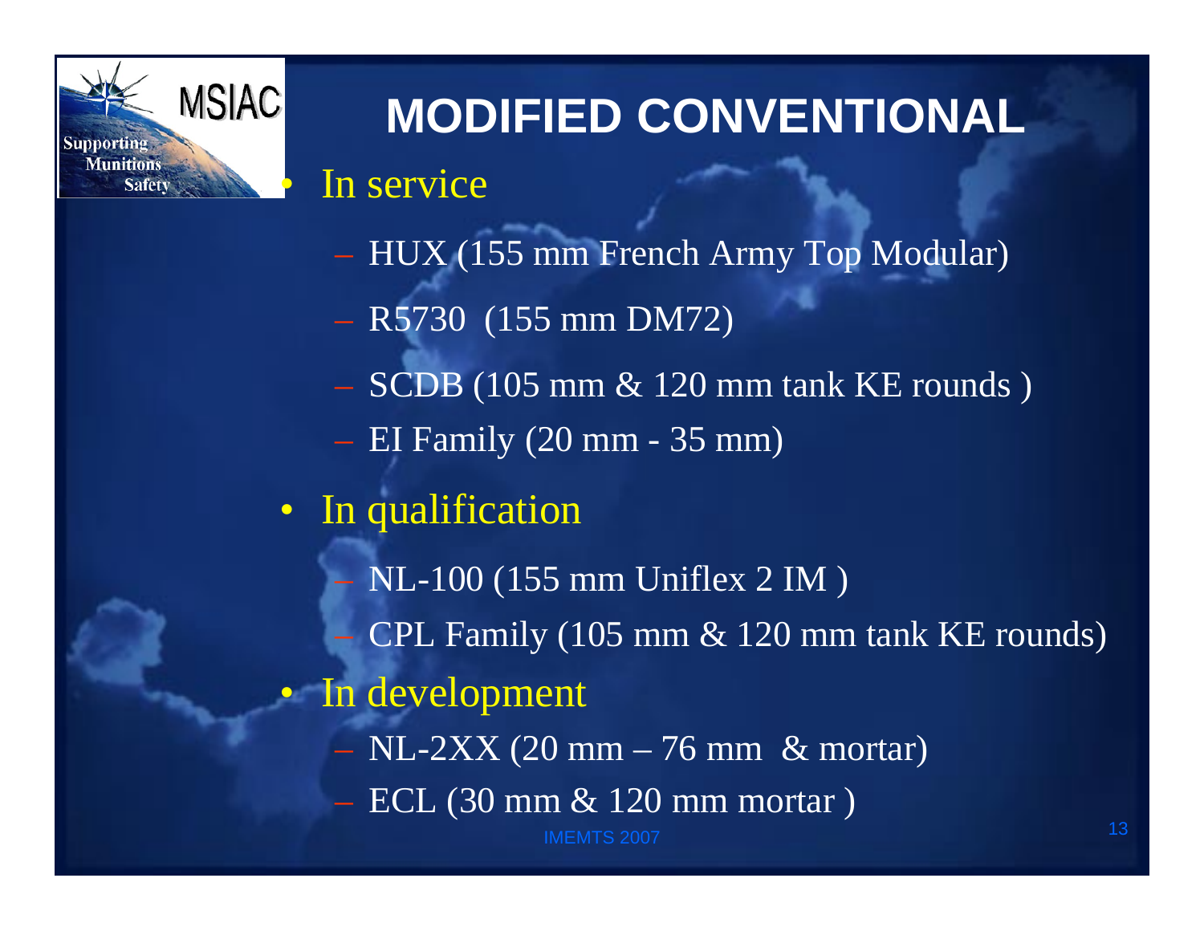# MODIFIED CONVENTIONAL

- In service
  - HUX (155 mm French Army Top Modular)
  - R5730 (155 mm DM72)
  - SCDB (105 mm & 120 mm tank KE rounds )
  - EI Family (20 mm - 35 mm)
- In qualification
  - NL-100 (155 mm Uniflex 2 IM )
  - CPL Family (105 mm & 120 mm tank KE rounds)
- In development
  - NL-2XX (20 mm – 76 mm & mortar)
  - ECL (30 mm & 120 mm mortar )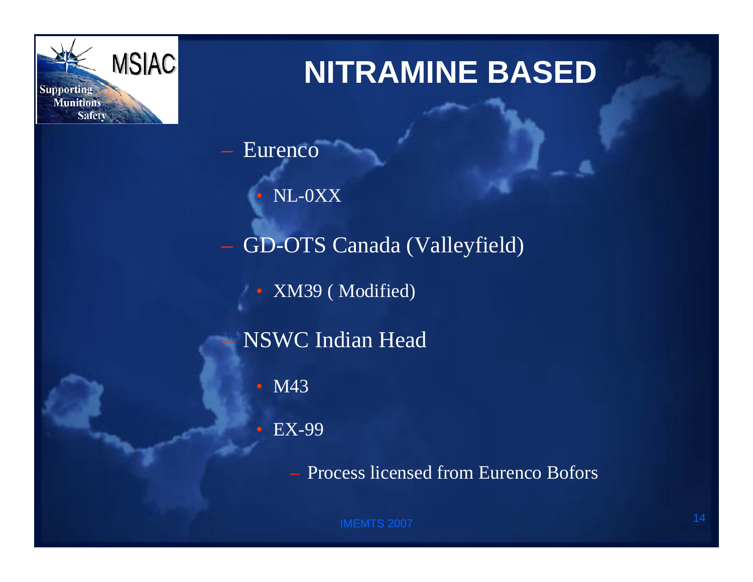# NITRAMINE BASED

- Eurenco
  - NL-0XX
- GD-OTS Canada (Valleyfield)
  - XM39 ( Modified)
- NSWC Indian Head
  - M43
  - EX-99
    - Process licensed from Eurenco Bofors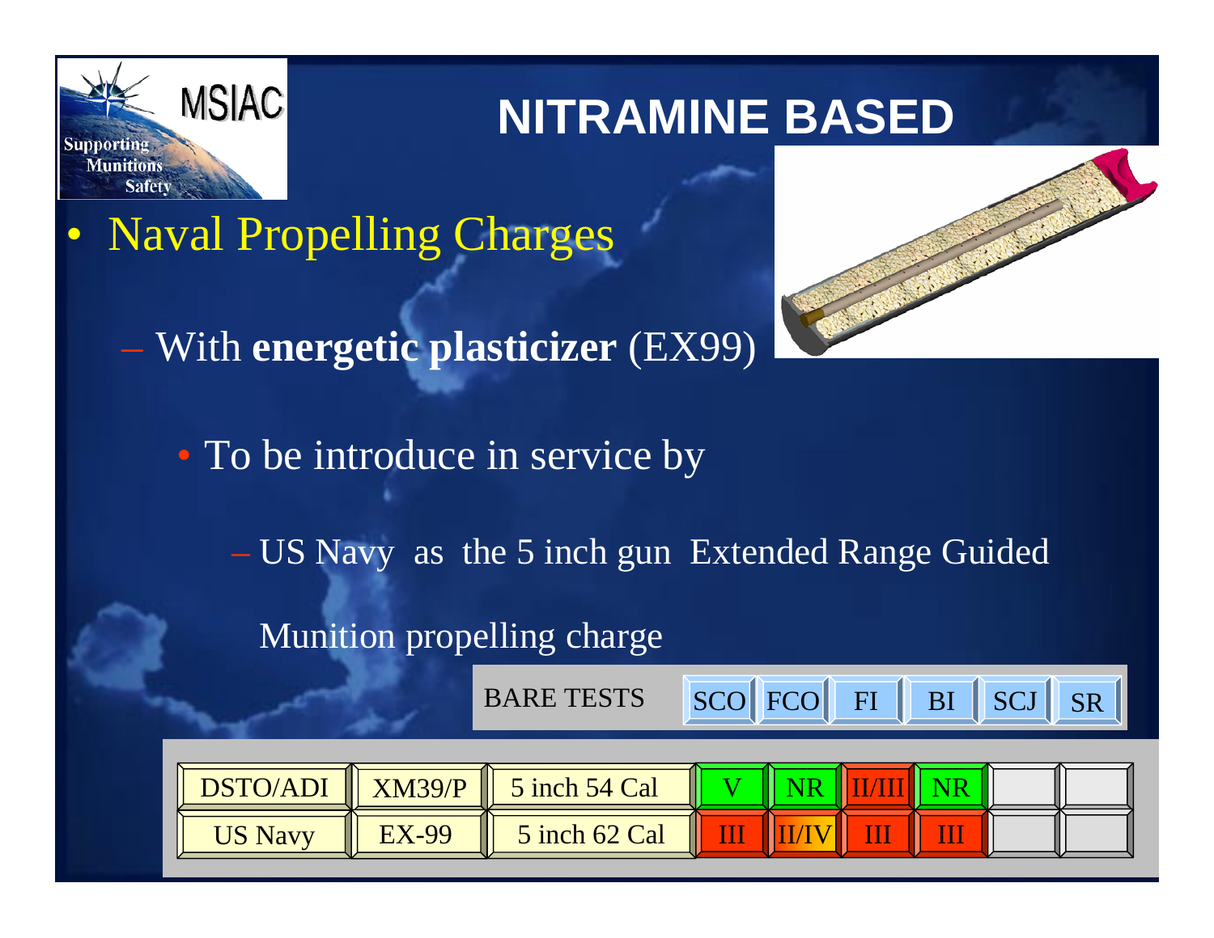# NITRAMINE BASED

- Naval Propelling Charges
  - With **energetic plasticizer** (EX99)
    - To be introduce in service by
      - US Navy as the 5 inch gun Extended Range Guided Munition propelling charge

| BARE TESTS | | | SCO | FCO | FI | BI | SCJ | SR |
|---|---|---|---|---|---|---|---|---|
| DSTO/ADI | XM39/P | 5 inch 54 Cal | V | NR | II/III | NR | | |
| US Navy | EX-99 | 5 inch 62 Cal | III | II/IV | III | III | | |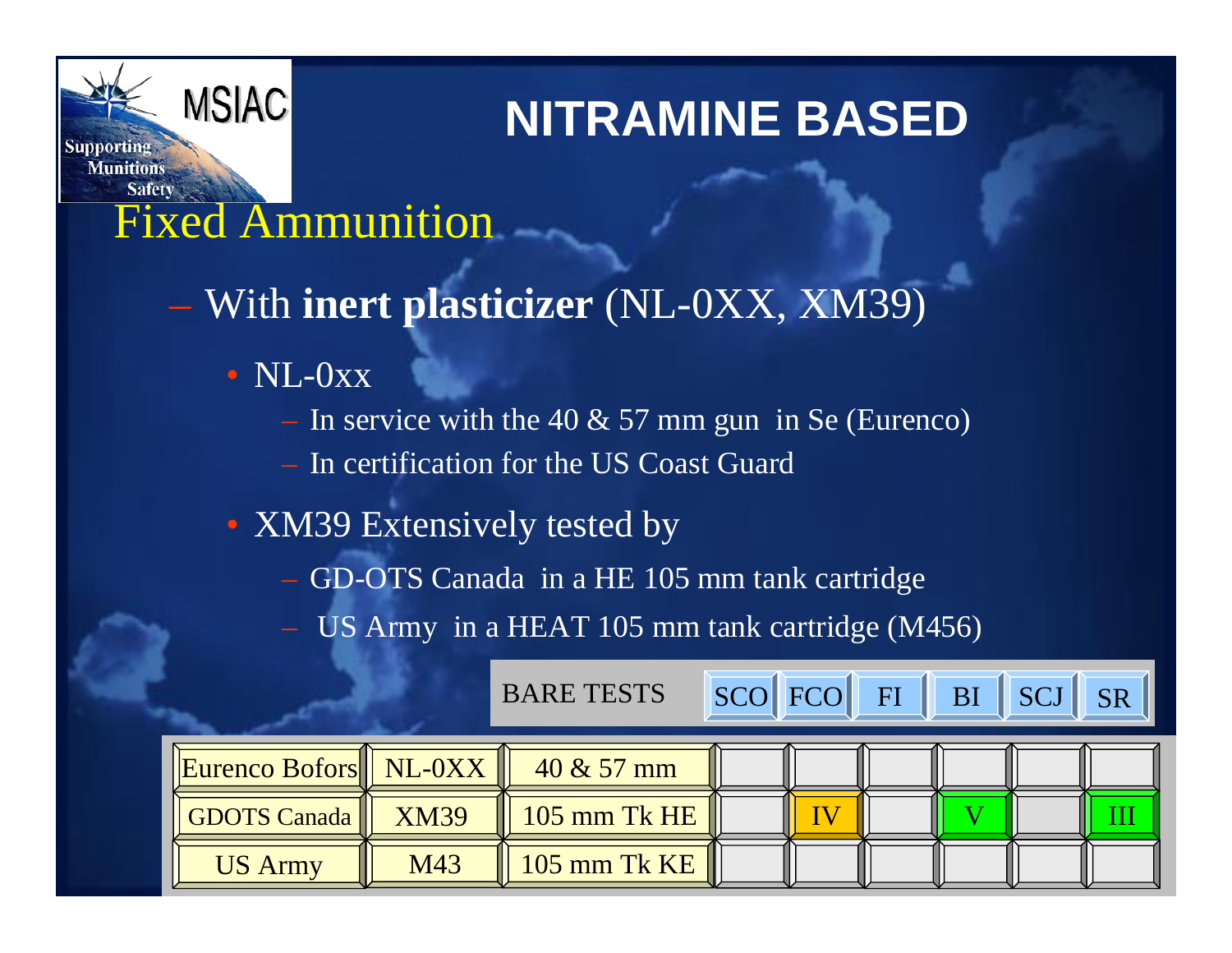# NITRAMINE BASED

## Fixed Ammunition

- With **inert plasticizer** (NL-0XX, XM39)
  - NL-0xx
    - In service with the 40 & 57 mm gun in Se (Eurenco)
    - In certification for the US Coast Guard
  - XM39 Extensively tested by
    - GD-OTS Canada in a HE 105 mm tank cartridge
    - US Army in a HEAT 105 mm tank cartridge (M456)

| BARE TESTS | | | SCO | FCO | FI | BI | SCJ | SR |
|---|---|---|---|---|---|---|---|---|
| Eurenco Bofors | NL-0XX | 40 & 57 mm | | | | | | |
| GDOTS Canada | XM39 | 105 mm Tk HE | | IV | | V | | III |
| US Army | M43 | 105 mm Tk KE | | | | | | |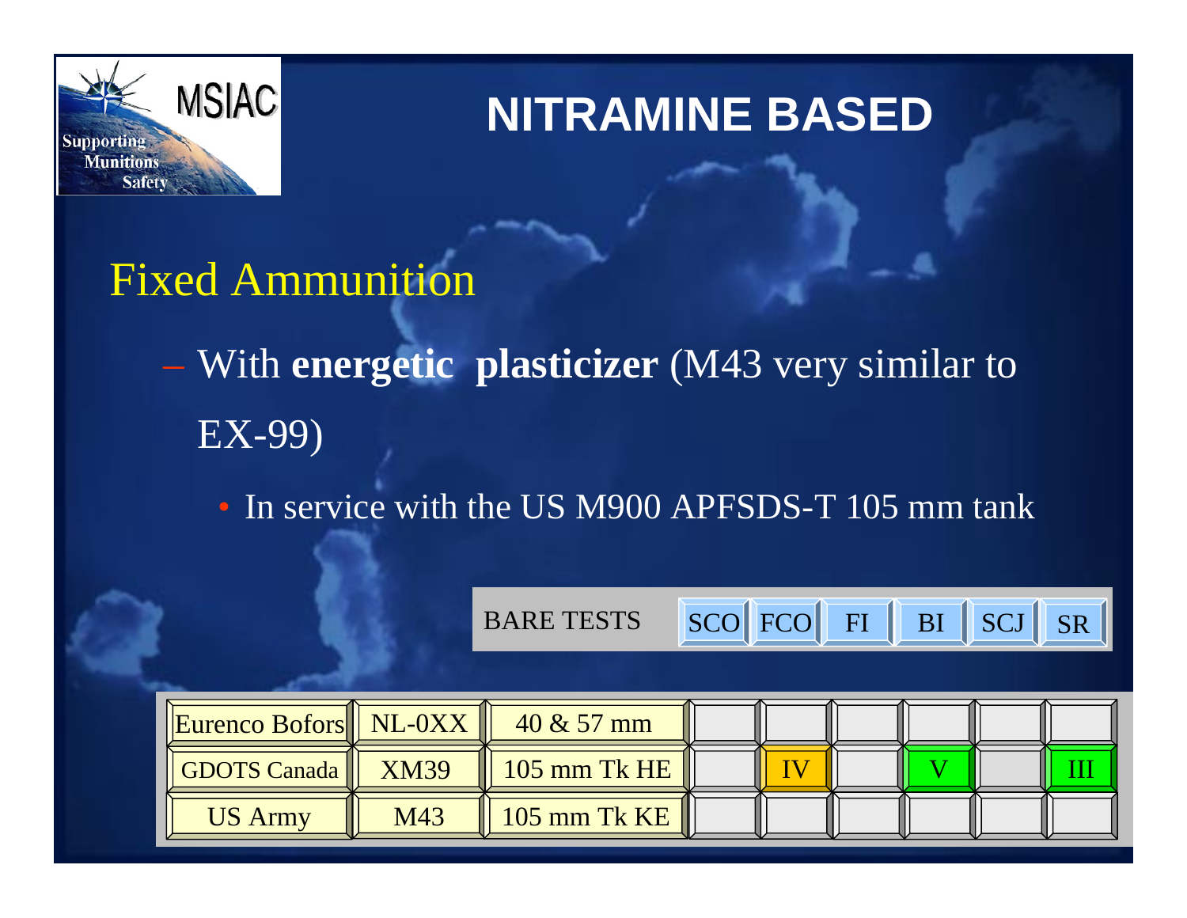# NITRAMINE BASED

## Fixed Ammunition

- With **energetic plasticizer** (M43 very similar to EX-99)
  - In service with the US M900 APFSDS-T 105 mm tank

| BARE TESTS | | | SCO | FCO | FI | BI | SCJ | SR |
|---|---|---|---|---|---|---|---|---|
| Eurenco Bofors | NL-0XX | 40 & 57 mm | | | | | | |
| GDOTS Canada | XM39 | 105 mm Tk HE | | IV | | V | | III |
| US Army | M43 | 105 mm Tk KE | | | | | | |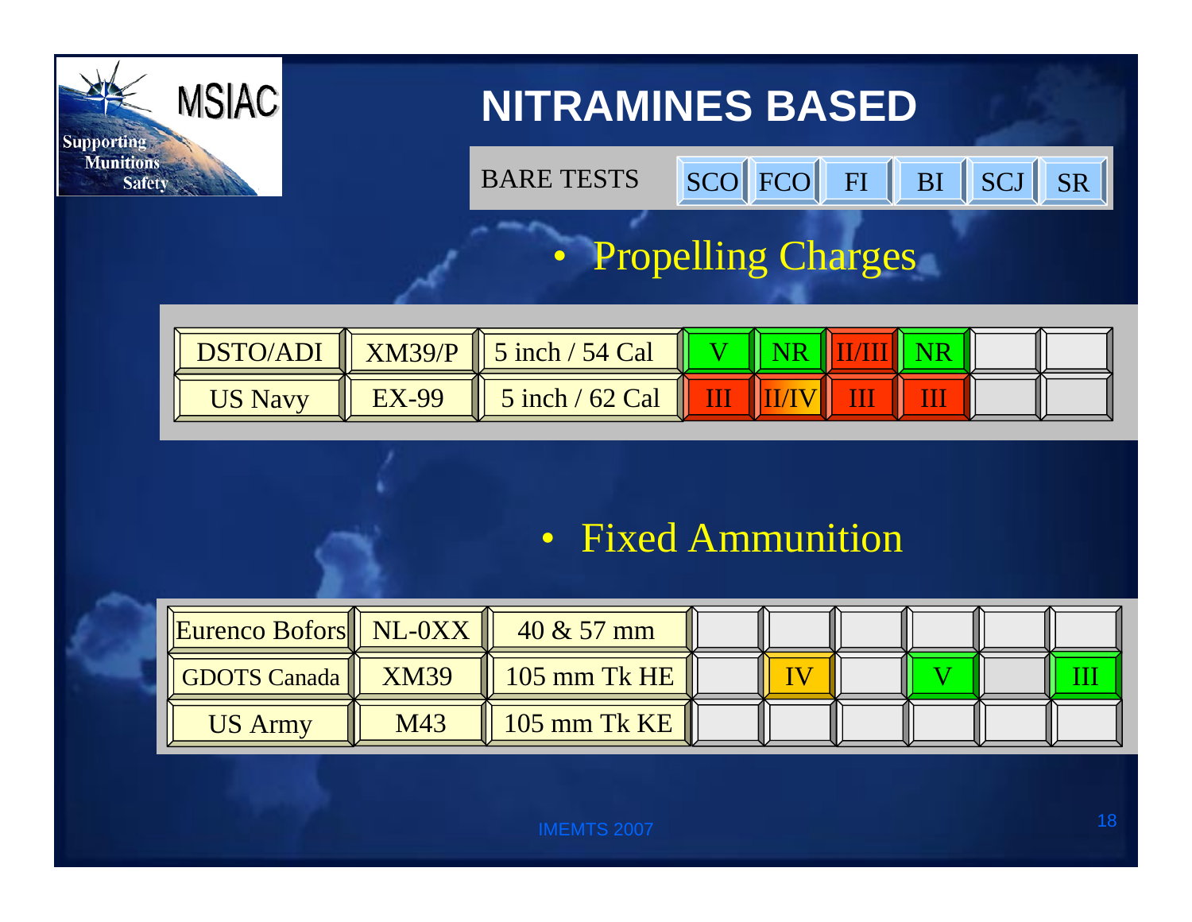# NITRAMINES BASED

| BARE TESTS | | | SCO | FCO | FI | BI | SCJ | SR |
|---|---|---|---|---|---|---|---|---|

- Propelling Charges

| | | | SCO | FCO | FI | BI | SCJ | SR |
|---|---|---|---|---|---|---|---|---|
| DSTO/ADI | XM39/P | 5 inch / 54 Cal | V | NR | II/III | NR | | |
| US Navy | EX-99 | 5 inch / 62 Cal | III | II/IV | III | III | | |

- Fixed Ammunition

| | | | SCO | FCO | FI | BI | SCJ | SR |
|---|---|---|---|---|---|---|---|---|
| Eurenco Bofors | NL-0XX | 40 & 57 mm | | | | | | |
| GDOTS Canada | XM39 | 105 mm Tk HE | | IV | | V | | III |
| US Army | M43 | 105 mm Tk KE | | | | | | |

IMEMTS 2007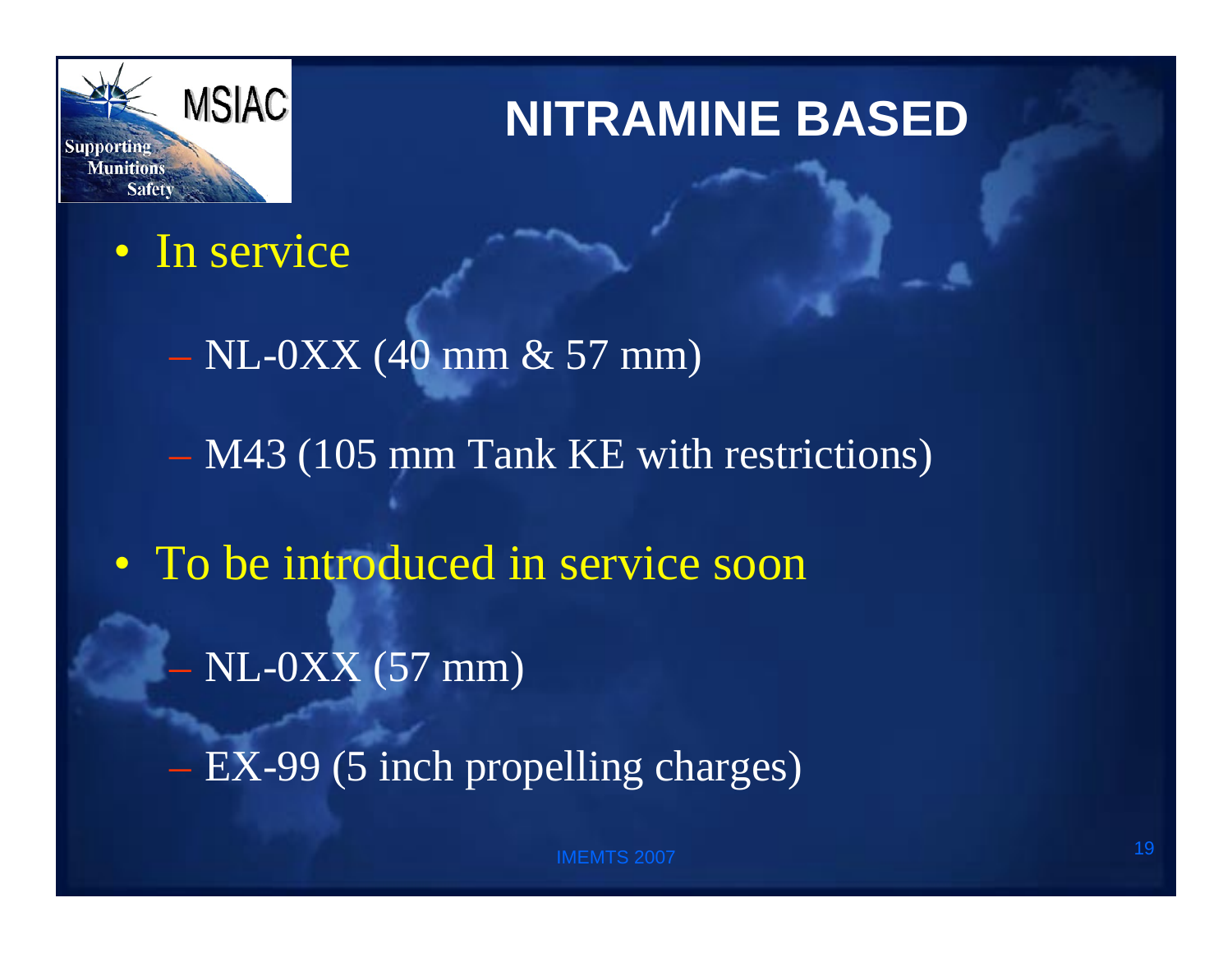# NITRAMINE BASED

- In service
  - NL-0XX (40 mm & 57 mm)
  - M43 (105 mm Tank KE with restrictions)
- To be introduced in service soon
  - NL-0XX (57 mm)
  - EX-99 (5 inch propelling charges)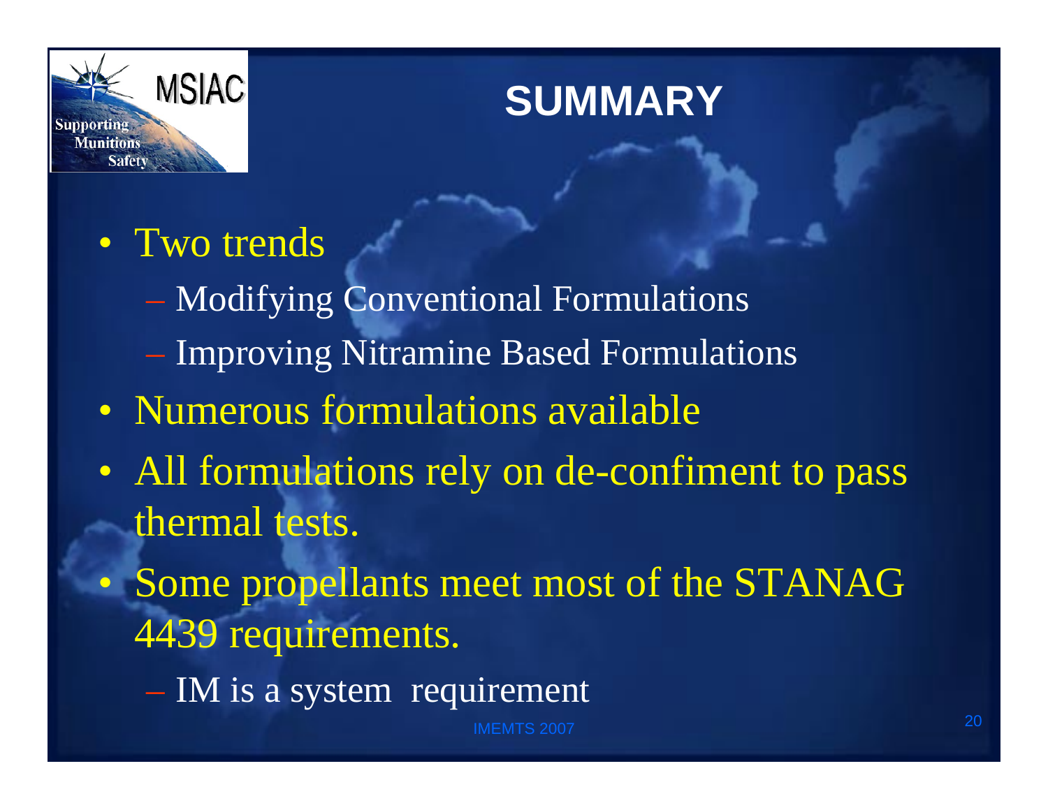# SUMMARY

- Two trends
  - Modifying Conventional Formulations
  - Improving Nitramine Based Formulations
- Numerous formulations available
- All formulations rely on de-confiment to pass thermal tests.
- Some propellants meet most of the STANAG 4439 requirements.
  - IM is a system requirement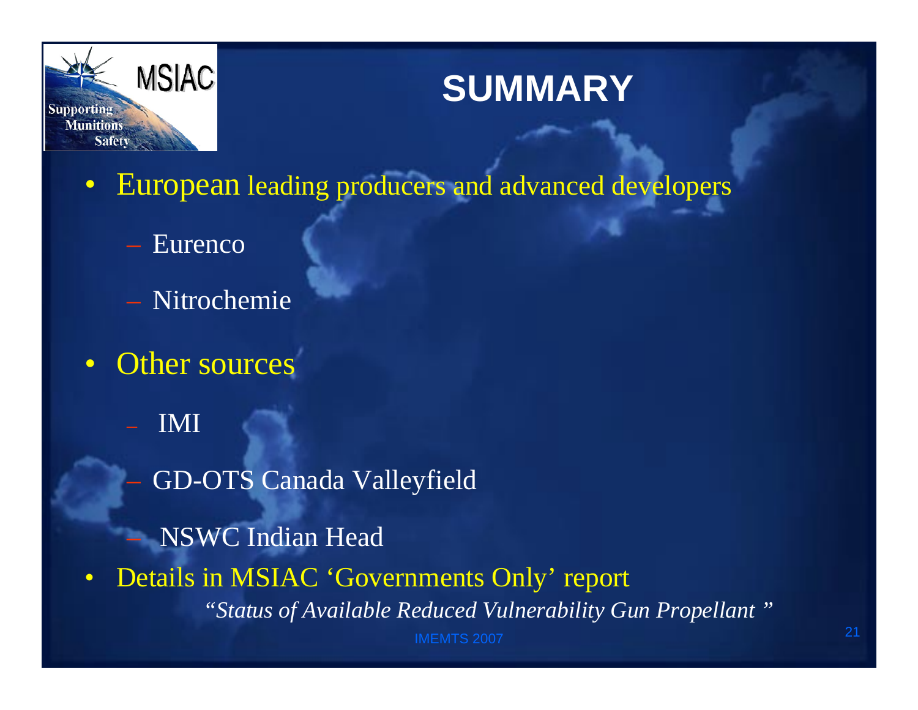# SUMMARY

- European leading producers and advanced developers
  - Eurenco
  - Nitrochemie
- Other sources
  - IMI
  - GD-OTS Canada Valleyfield
  - NSWC Indian Head
- Details in MSIAC 'Governments Only' report

  *"Status of Available Reduced Vulnerability Gun Propellant "*